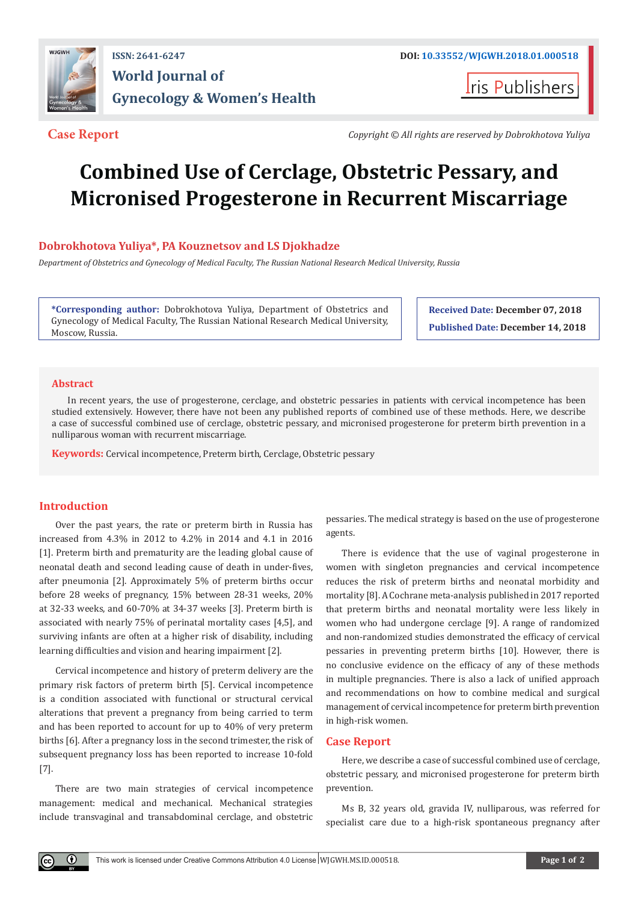ISSN: 2641-6247

DOI: 10.33552/WJGWH.2018.01.000518

**World Journal of Gynecology & Women's Health**

Iris Publishers

**Case Report**

*Copyright © All rights are reserved by Dobrokhotova Yuliya*

# Combined Use of Cerclage, Obstetric Pessary, and Micronised Progesterone in Recurrent Miscarriage

**Dobrokhotova Yuliya*, PA Kouznetsov and LS Djokhadze**

*Department of Obstetrics and Gynecology of Medical Faculty, The Russian National Research Medical University, Russia*

**\*Corresponding author:** Dobrokhotova Yuliya, Department of Obstetrics and Gynecology of Medical Faculty, The Russian National Research Medical University, Moscow, Russia.

**Received Date:** December 07, 2018

**Published Date:** December 14, 2018

## Abstract

In recent years, the use of progesterone, cerclage, and obstetric pessaries in patients with cervical incompetence has been studied extensively. However, there have not been any published reports of combined use of these methods. Here, we describe a case of successful combined use of cerclage, obstetric pessary, and micronised progesterone for preterm birth prevention in a nulliparous woman with recurrent miscarriage.

**Keywords:** Cervical incompetence, Preterm birth, Cerclage, Obstetric pessary

## Introduction

Over the past years, the rate or preterm birth in Russia has increased from 4.3% in 2012 to 4.2% in 2014 and 4.1 in 2016 [1]. Preterm birth and prematurity are the leading global cause of neonatal death and second leading cause of death in under-fives, after pneumonia [2]. Approximately 5% of preterm births occur before 28 weeks of pregnancy, 15% between 28-31 weeks, 20% at 32-33 weeks, and 60-70% at 34-37 weeks [3]. Preterm birth is associated with nearly 75% of perinatal mortality cases [4,5], and surviving infants are often at a higher risk of disability, including learning difficulties and vision and hearing impairment [2].

Cervical incompetence and history of preterm delivery are the primary risk factors of preterm birth [5]. Cervical incompetence is a condition associated with functional or structural cervical alterations that prevent a pregnancy from being carried to term and has been reported to account for up to 40% of very preterm births [6]. After a pregnancy loss in the second trimester, the risk of subsequent pregnancy loss has been reported to increase 10-fold [7].

There are two main strategies of cervical incompetence management: medical and mechanical. Mechanical strategies include transvaginal and transabdominal cerclage, and obstetric pessaries. The medical strategy is based on the use of progesterone agents.

There is evidence that the use of vaginal progesterone in women with singleton pregnancies and cervical incompetence reduces the risk of preterm births and neonatal morbidity and mortality [8]. A Cochrane meta-analysis published in 2017 reported that preterm births and neonatal mortality were less likely in women who had undergone cerclage [9]. A range of randomized and non-randomized studies demonstrated the efficacy of cervical pessaries in preventing preterm births [10]. However, there is no conclusive evidence on the efficacy of any of these methods in multiple pregnancies. There is also a lack of unified approach and recommendations on how to combine medical and surgical management of cervical incompetence for preterm birth prevention in high-risk women.

## Case Report

Here, we describe a case of successful combined use of cerclage, obstetric pessary, and micronised progesterone for preterm birth prevention.

Ms B, 32 years old, gravida IV, nulliparous, was referred for specialist care due to a high-risk spontaneous pregnancy after

This work is licensed under Creative Commons Attribution 4.0 License WJGWH.MS.ID.000518.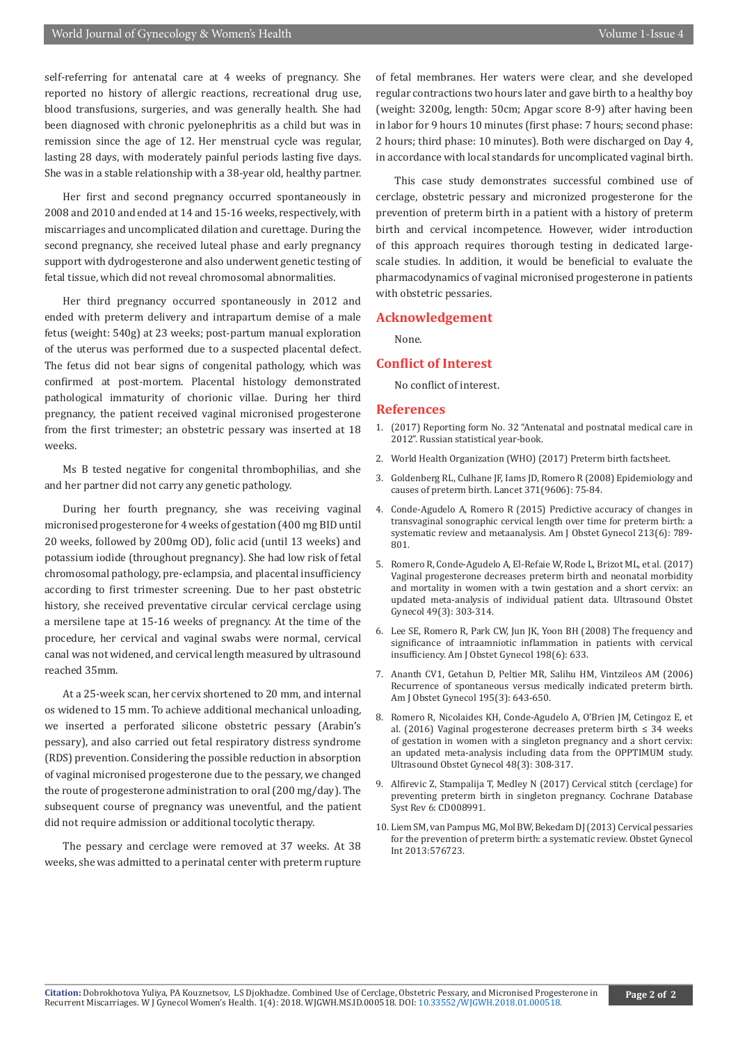self-referring for antenatal care at 4 weeks of pregnancy. She reported no history of allergic reactions, recreational drug use, blood transfusions, surgeries, and was generally health. She had been diagnosed with chronic pyelonephritis as a child but was in remission since the age of 12. Her menstrual cycle was regular, lasting 28 days, with moderately painful periods lasting five days. She was in a stable relationship with a 38-year old, healthy partner.

Her first and second pregnancy occurred spontaneously in 2008 and 2010 and ended at 14 and 15-16 weeks, respectively, with miscarriages and uncomplicated dilation and curettage. During the second pregnancy, she received luteal phase and early pregnancy support with dydrogesterone and also underwent genetic testing of fetal tissue, which did not reveal chromosomal abnormalities.

Her third pregnancy occurred spontaneously in 2012 and ended with preterm delivery and intrapartum demise of a male fetus (weight: 540g) at 23 weeks; post-partum manual exploration of the uterus was performed due to a suspected placental defect. The fetus did not bear signs of congenital pathology, which was confirmed at post-mortem. Placental histology demonstrated pathological immaturity of chorionic villae. During her third pregnancy, the patient received vaginal micronised progesterone from the first trimester; an obstetric pessary was inserted at 18 weeks.

Ms B tested negative for congenital thrombophilias, and she and her partner did not carry any genetic pathology.

During her fourth pregnancy, she was receiving vaginal micronised progesterone for 4 weeks of gestation (400 mg BID until 20 weeks, followed by 200mg OD), folic acid (until 13 weeks) and potassium iodide (throughout pregnancy). She had low risk of fetal chromosomal pathology, pre-eclampsia, and placental insufficiency according to first trimester screening. Due to her past obstetric history, she received preventative circular cervical cerclage using a mersilene tape at 15-16 weeks of pregnancy. At the time of the procedure, her cervical and vaginal swabs were normal, cervical canal was not widened, and cervical length measured by ultrasound reached 35mm.

At a 25-week scan, her cervix shortened to 20 mm, and internal os widened to 15 mm. To achieve additional mechanical unloading, we inserted a perforated silicone obstetric pessary (Arabin's pessary), and also carried out fetal respiratory distress syndrome (RDS) prevention. Considering the possible reduction in absorption of vaginal micronised progesterone due to the pessary, we changed the route of progesterone administration to oral (200 mg/day). The subsequent course of pregnancy was uneventful, and the patient did not require admission or additional tocolytic therapy.

The pessary and cerclage were removed at 37 weeks. At 38 weeks, she was admitted to a perinatal center with preterm rupture of fetal membranes. Her waters were clear, and she developed regular contractions two hours later and gave birth to a healthy boy (weight: 3200g, length: 50cm; Apgar score 8-9) after having been in labor for 9 hours 10 minutes (first phase: 7 hours; second phase: 2 hours; third phase: 10 minutes). Both were discharged on Day 4, in accordance with local standards for uncomplicated vaginal birth.

This case study demonstrates successful combined use of cerclage, obstetric pessary and micronized progesterone for the prevention of preterm birth in a patient with a history of preterm birth and cervical incompetence. However, wider introduction of this approach requires thorough testing in dedicated large-scale studies. In addition, it would be beneficial to evaluate the pharmacodynamics of vaginal micronised progesterone in patients with obstetric pessaries.

## Acknowledgement

None.

## Conflict of Interest

No conflict of interest.

## References

1. (2017) Reporting form No. 32 "Antenatal and postnatal medical care in 2012". Russian statistical year-book.
2. World Health Organization (WHO) (2017) Preterm birth factsheet.
3. Goldenberg RL, Culhane JF, Iams JD, Romero R (2008) Epidemiology and causes of preterm birth. Lancet 371(9606): 75-84.
4. Conde-Agudelo A, Romero R (2015) Predictive accuracy of changes in transvaginal sonographic cervical length over time for preterm birth: a systematic review and metaanalysis. Am J Obstet Gynecol 213(6): 789-801.
5. Romero R, Conde-Agudelo A, El-Refaie W, Rode L, Brizot ML, et al. (2017) Vaginal progesterone decreases preterm birth and neonatal morbidity and mortality in women with a twin gestation and a short cervix: an updated meta-analysis of individual patient data. Ultrasound Obstet Gynecol 49(3): 303-314.
6. Lee SE, Romero R, Park CW, Jun JK, Yoon BH (2008) The frequency and significance of intraamniotic inflammation in patients with cervical insufficiency. Am J Obstet Gynecol 198(6): 633.
7. Ananth CV1, Getahun D, Peltier MR, Salihu HM, Vintzileos AM (2006) Recurrence of spontaneous versus medically indicated preterm birth. Am J Obstet Gynecol 195(3): 643-650.
8. Romero R, Nicolaides KH, Conde-Agudelo A, O'Brien JM, Cetingoz E, et al. (2016) Vaginal progesterone decreases preterm birth ≤ 34 weeks of gestation in women with a singleton pregnancy and a short cervix: an updated meta-analysis including data from the OPPTIMUM study. Ultrasound Obstet Gynecol 48(3): 308-317.
9. Alfirevic Z, Stampalija T, Medley N (2017) Cervical stitch (cerclage) for preventing preterm birth in singleton pregnancy. Cochrane Database Syst Rev 6: CD008991.
10. Liem SM, van Pampus MG, Mol BW, Bekedam DJ (2013) Cervical pessaries for the prevention of preterm birth: a systematic review. Obstet Gynecol Int 2013:576723.